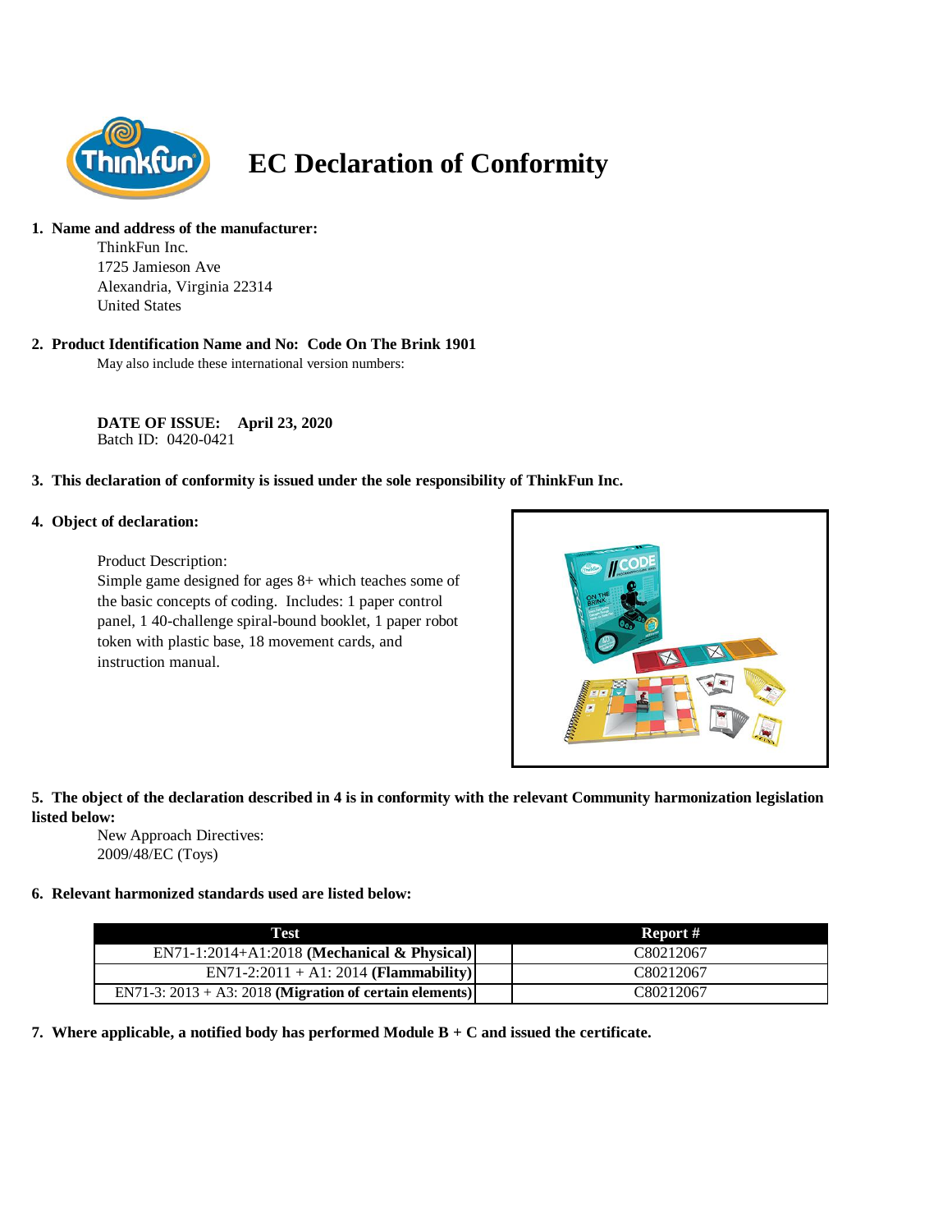# EC Declaration of Conformity

**1. Name and address of the manufacturer:**

ThinkFun Inc.
1725 Jamieson Ave
Alexandria, Virginia 22314
United States

**2. Product Identification Name and No: Code On The Brink 1901**

May also include these international version numbers:

**DATE OF ISSUE: April 23, 2020**
Batch ID: 0420-0421

**3. This declaration of conformity is issued under the sole responsibility of ThinkFun Inc.**

**4. Object of declaration:**

Product Description:
Simple game designed for ages 8+ which teaches some of the basic concepts of coding. Includes: 1 paper control panel, 1 40-challenge spiral-bound booklet, 1 paper robot token with plastic base, 18 movement cards, and instruction manual.

**5. The object of the declaration described in 4 is in conformity with the relevant Community harmonization legislation listed below:**

New Approach Directives:
2009/48/EC (Toys)

**6. Relevant harmonized standards used are listed below:**

| Test | Report # |
|---|---|
| EN71-1:2014+A1:2018 **(Mechanical & Physical)** | C80212067 |
| EN71-2:2011 + A1: 2014 **(Flammability)** | C80212067 |
| EN71-3: 2013 + A3: 2018 **(Migration of certain elements)** | C80212067 |

**7. Where applicable, a notified body has performed Module B + C and issued the certificate.**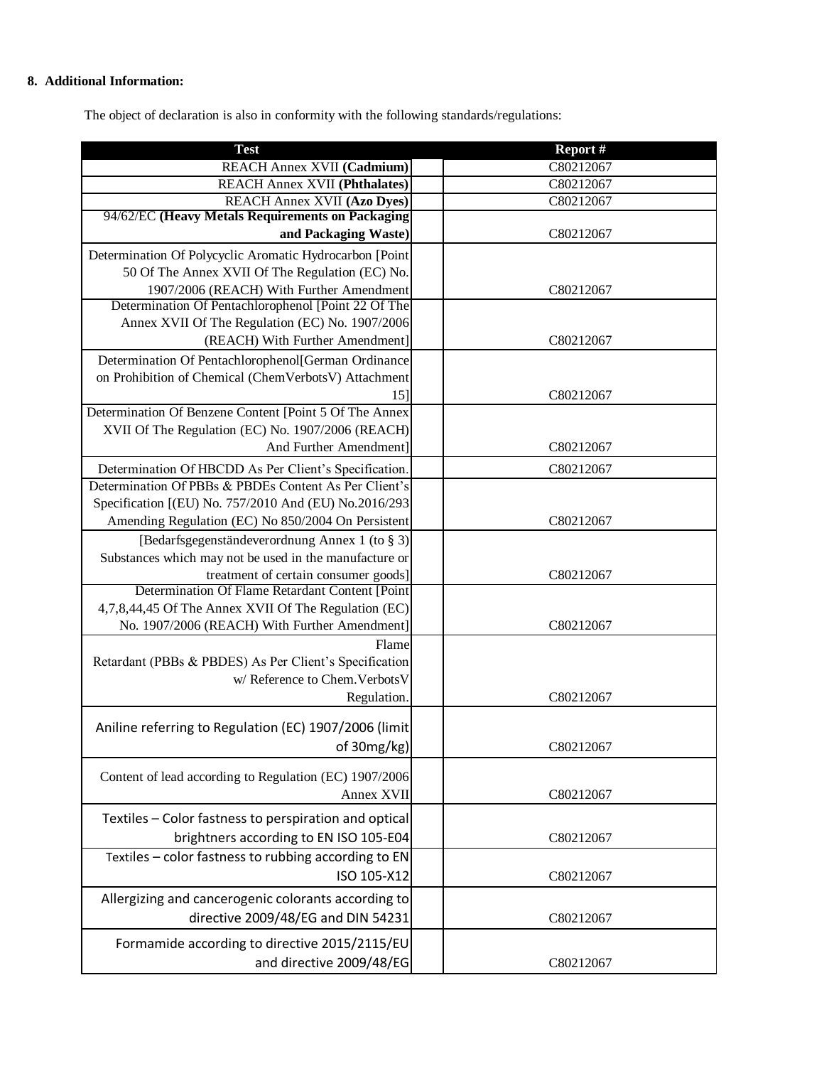**8. Additional Information:**

The object of declaration is also in conformity with the following standards/regulations:

| Test | Report # |
|---|---|
| REACH Annex XVII **(Cadmium)** | C80212067 |
| REACH Annex XVII **(Phthalates)** | C80212067 |
| REACH Annex XVII **(Azo Dyes)** | C80212067 |
| 94/62/EC **(Heavy Metals Requirements on Packaging and Packaging Waste)** | C80212067 |
| Determination Of Polycyclic Aromatic Hydrocarbon [Point 50 Of The Annex XVII Of The Regulation (EC) No. 1907/2006 (REACH) With Further Amendment | C80212067 |
| Determination Of Pentachlorophenol [Point 22 Of The Annex XVII Of The Regulation (EC) No. 1907/2006 (REACH) With Further Amendment] | C80212067 |
| Determination Of Pentachlorophenol[German Ordinance on Prohibition of Chemical (ChemVerbotsV) Attachment 15] | C80212067 |
| Determination Of Benzene Content [Point 5 Of The Annex XVII Of The Regulation (EC) No. 1907/2006 (REACH) And Further Amendment] | C80212067 |
| Determination Of HBCDD As Per Client's Specification. | C80212067 |
| Determination Of PBBs & PBDEs Content As Per Client's Specification [(EU) No. 757/2010 And (EU) No.2016/293 Amending Regulation (EC) No 850/2004 On Persistent | C80212067 |
| [Bedarfsgegenständeverordnung Annex 1 (to § 3) Substances which may not be used in the manufacture or treatment of certain consumer goods] | C80212067 |
| Determination Of Flame Retardant Content [Point 4,7,8,44,45 Of The Annex XVII Of The Regulation (EC) No. 1907/2006 (REACH) With Further Amendment] | C80212067 |
| Flame Retardant (PBBs & PBDES) As Per Client's Specification w/ Reference to Chem.VerbotsV Regulation. | C80212067 |
| Aniline referring to Regulation (EC) 1907/2006 (limit of 30mg/kg) | C80212067 |
| Content of lead according to Regulation (EC) 1907/2006 Annex XVII | C80212067 |
| Textiles – Color fastness to perspiration and optical brightners according to EN ISO 105-E04 | C80212067 |
| Textiles – color fastness to rubbing according to EN ISO 105-X12 | C80212067 |
| Allergizing and cancerogenic colorants according to directive 2009/48/EG and DIN 54231 | C80212067 |
| Formamide according to directive 2015/2115/EU and directive 2009/48/EG | C80212067 |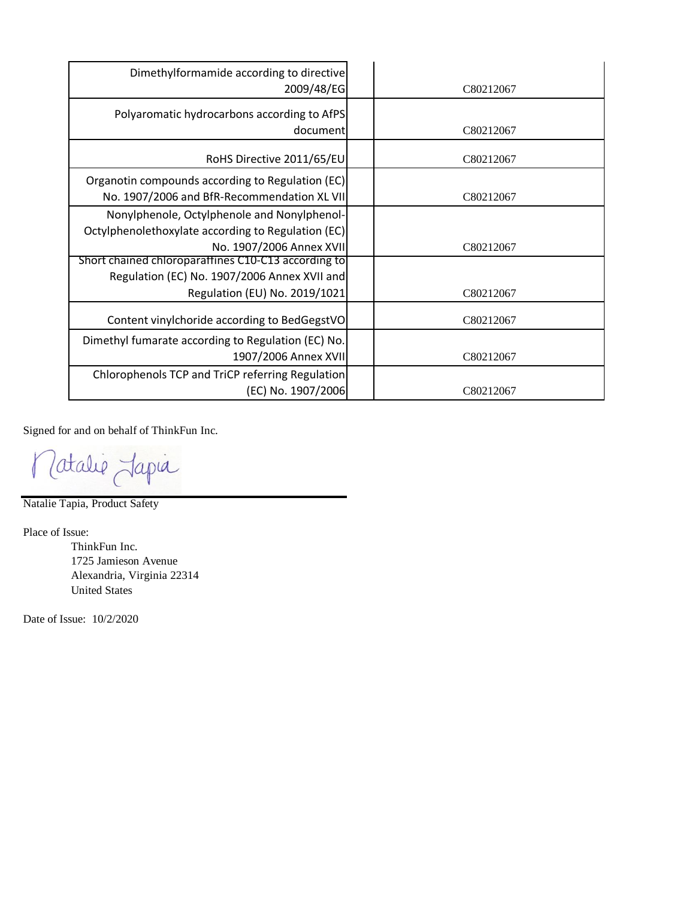| | | |
|---|---|---|
| Dimethylformamide according to directive 2009/48/EG | | C80212067 |
| Polyaromatic hydrocarbons according to AfPS document | | C80212067 |
| RoHS Directive 2011/65/EU | | C80212067 |
| Organotin compounds according to Regulation (EC) No. 1907/2006 and BfR-Recommendation XL VII | | C80212067 |
| Nonylphenole, Octylphenole and Nonylphenol-Octylphenolethoxylate according to Regulation (EC) No. 1907/2006 Annex XVII | | C80212067 |
| Short chained chloroparaffines C10-C13 according to Regulation (EC) No. 1907/2006 Annex XVII and Regulation (EU) No. 2019/1021 | | C80212067 |
| Content vinylchoride according to BedGegstVO | | C80212067 |
| Dimethyl fumarate according to Regulation (EC) No. 1907/2006 Annex XVII | | C80212067 |
| Chlorophenols TCP and TriCP referring Regulation (EC) No. 1907/2006 | | C80212067 |

Signed for and on behalf of ThinkFun Inc.

Natalie Tapia

Natalie Tapia, Product Safety

Place of Issue:

ThinkFun Inc.
1725 Jamieson Avenue
Alexandria, Virginia 22314
United States

Date of Issue: 10/2/2020